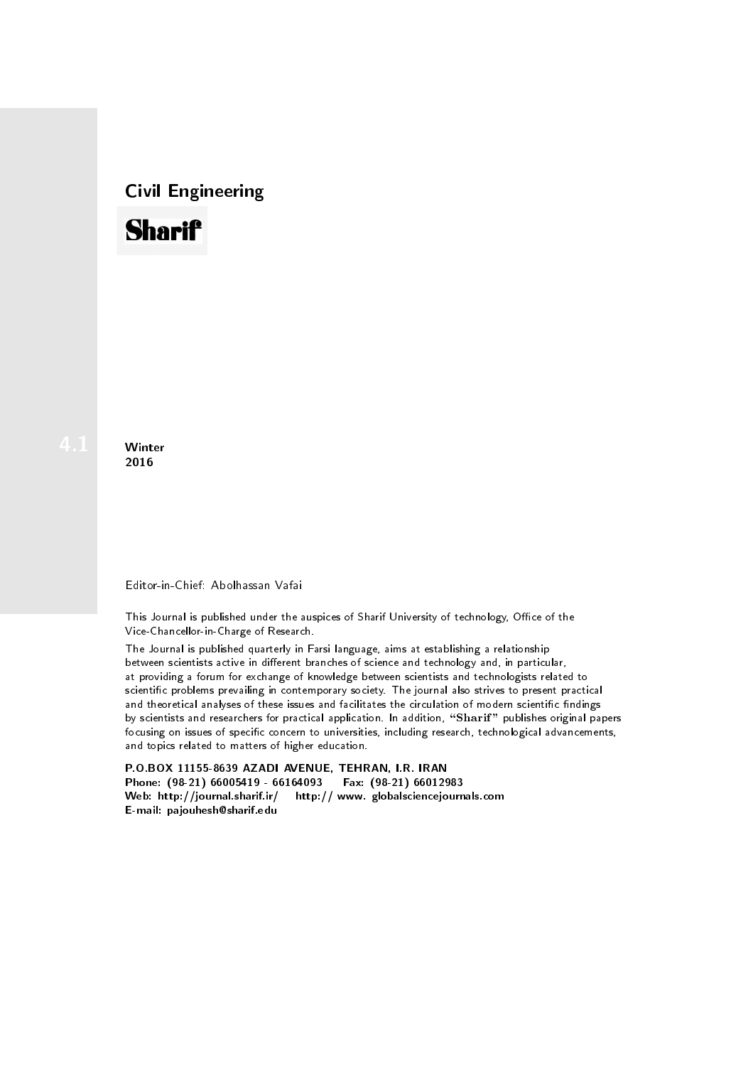# Civil Engineering

**Sharif**

4.1

**Winter**
**2016**

Editor-in-Chief: Abolhassan Vafai

This Journal is published under the auspices of Sharif University of technology, Office of the Vice-Chancellor-in-Charge of Research.

The Journal is published quarterly in Farsi language, aims at establishing a relationship between scientists active in different branches of science and technology and, in particular, at providing a forum for exchange of knowledge between scientists and technologists related to scientific problems prevailing in contemporary society. The journal also strives to present practical and theoretical analyses of these issues and facilitates the circulation of modern scientific findings by scientists and researchers for practical application. In addition, "**Sharif**" publishes original papers focusing on issues of specific concern to universities, including research, technological advancements, and topics related to matters of higher education.

**P.O.BOX 11155-8639 AZADI AVENUE, TEHRAN, I.R. IRAN**
**Phone: (98-21) 66005419 - 66164093 Fax: (98-21) 66012983**
**Web: http://journal.sharif.ir/ http:// www. globalsciencejournals.com**
**E-mail: pajouhesh@sharif.edu**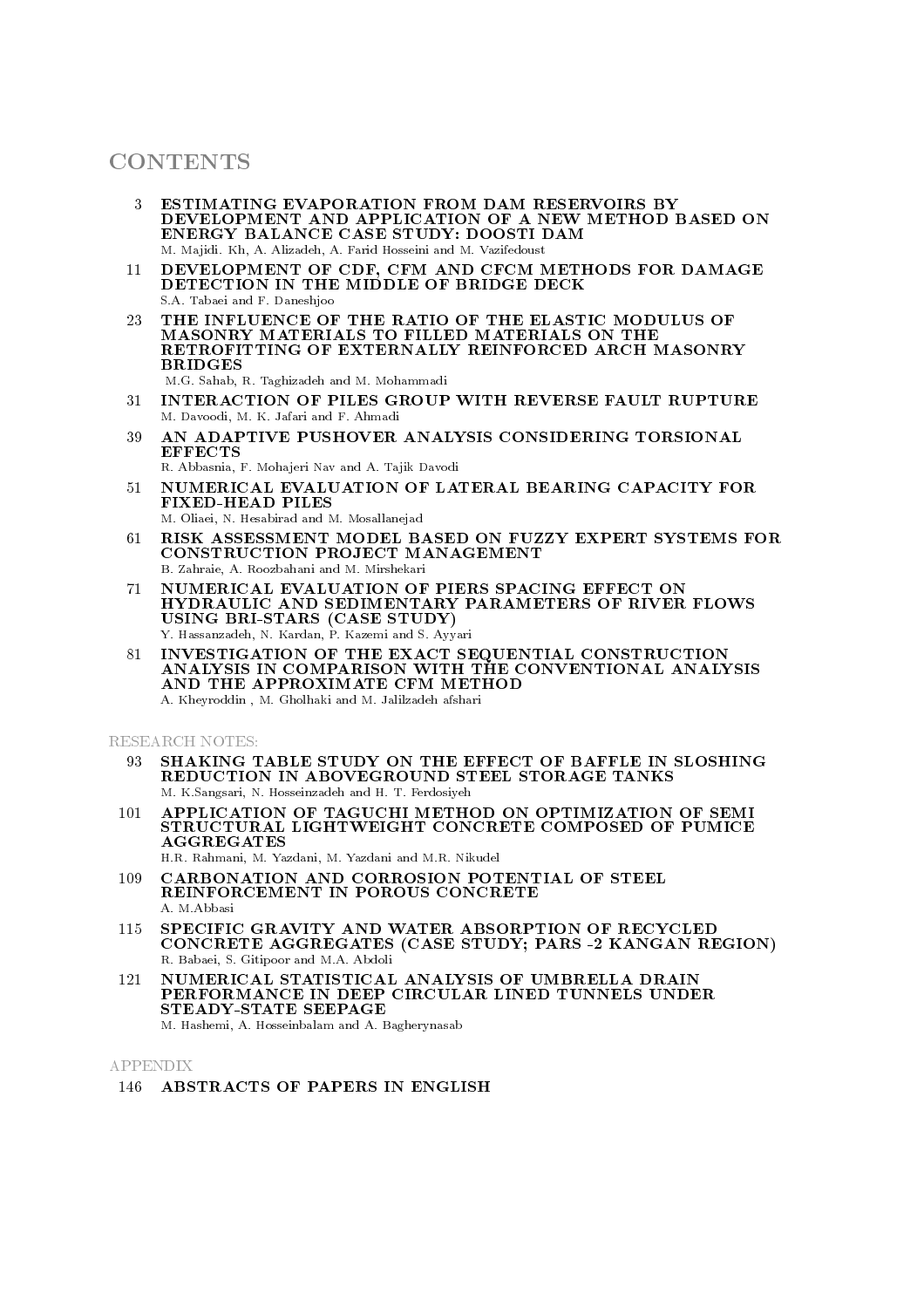# CONTENTS

3 **ESTIMATING EVAPORATION FROM DAM RESERVOIRS BY DEVELOPMENT AND APPLICATION OF A NEW METHOD BASED ON ENERGY BALANCE CASE STUDY: DOOSTI DAM**
M. Majidi. Kh, A. Alizadeh, A. Farid Hosseini and M. Vazifedoust

11 **DEVELOPMENT OF CDF, CFM AND CFCM METHODS FOR DAMAGE DETECTION IN THE MIDDLE OF BRIDGE DECK**
S.A. Tabaei and F. Daneshjoo

23 **THE INFLUENCE OF THE RATIO OF THE ELASTIC MODULUS OF MASONRY MATERIALS TO FILLED MATERIALS ON THE RETROFITTING OF EXTERNALLY REINFORCED ARCH MASONRY BRIDGES**
M.G. Sahab, R. Taghizadeh and M. Mohammadi

31 **INTERACTION OF PILES GROUP WITH REVERSE FAULT RUPTURE**
M. Davoodi, M. K. Jafari and F. Ahmadi

39 **AN ADAPTIVE PUSHOVER ANALYSIS CONSIDERING TORSIONAL EFFECTS**
R. Abbasnia, F. Mohajeri Nav and A. Tajik Davodi

51 **NUMERICAL EVALUATION OF LATERAL BEARING CAPACITY FOR FIXED-HEAD PILES**
M. Oliaei, N. Hesabirad and M. Mosallanejad

61 **RISK ASSESSMENT MODEL BASED ON FUZZY EXPERT SYSTEMS FOR CONSTRUCTION PROJECT MANAGEMENT**
B. Zahraie, A. Roozbahani and M. Mirshekari

71 **NUMERICAL EVALUATION OF PIERS SPACING EFFECT ON HYDRAULIC AND SEDIMENTARY PARAMETERS OF RIVER FLOWS USING BRI-STARS (CASE STUDY)**
Y. Hassanzadeh, N. Kardan, P. Kazemi and S. Ayyari

81 **INVESTIGATION OF THE EXACT SEQUENTIAL CONSTRUCTION ANALYSIS IN COMPARISON WITH THE CONVENTIONAL ANALYSIS AND THE APPROXIMATE CFM METHOD**
A. Kheyroddin , M. Gholhaki and M. Jalilzadeh afshari

## RESEARCH NOTES:

93 **SHAKING TABLE STUDY ON THE EFFECT OF BAFFLE IN SLOSHING REDUCTION IN ABOVEGROUND STEEL STORAGE TANKS**
M. K.Sangsari, N. Hosseinzadeh and H. T. Ferdosiyeh

101 **APPLICATION OF TAGUCHI METHOD ON OPTIMIZATION OF SEMI STRUCTURAL LIGHTWEIGHT CONCRETE COMPOSED OF PUMICE AGGREGATES**
H.R. Rahmani, M. Yazdani, M. Yazdani and M.R. Nikudel

109 **CARBONATION AND CORROSION POTENTIAL OF STEEL REINFORCEMENT IN POROUS CONCRETE**
A. M.Abbasi

115 **SPECIFIC GRAVITY AND WATER ABSORPTION OF RECYCLED CONCRETE AGGREGATES (CASE STUDY; PARS -2 KANGAN REGION)**
R. Babaei, S. Gitipoor and M.A. Abdoli

121 **NUMERICAL STATISTICAL ANALYSIS OF UMBRELLA DRAIN PERFORMANCE IN DEEP CIRCULAR LINED TUNNELS UNDER STEADY-STATE SEEPAGE**
M. Hashemi, A. Hosseinbalam and A. Bagherynasab

## APPENDIX

146 **ABSTRACTS OF PAPERS IN ENGLISH**